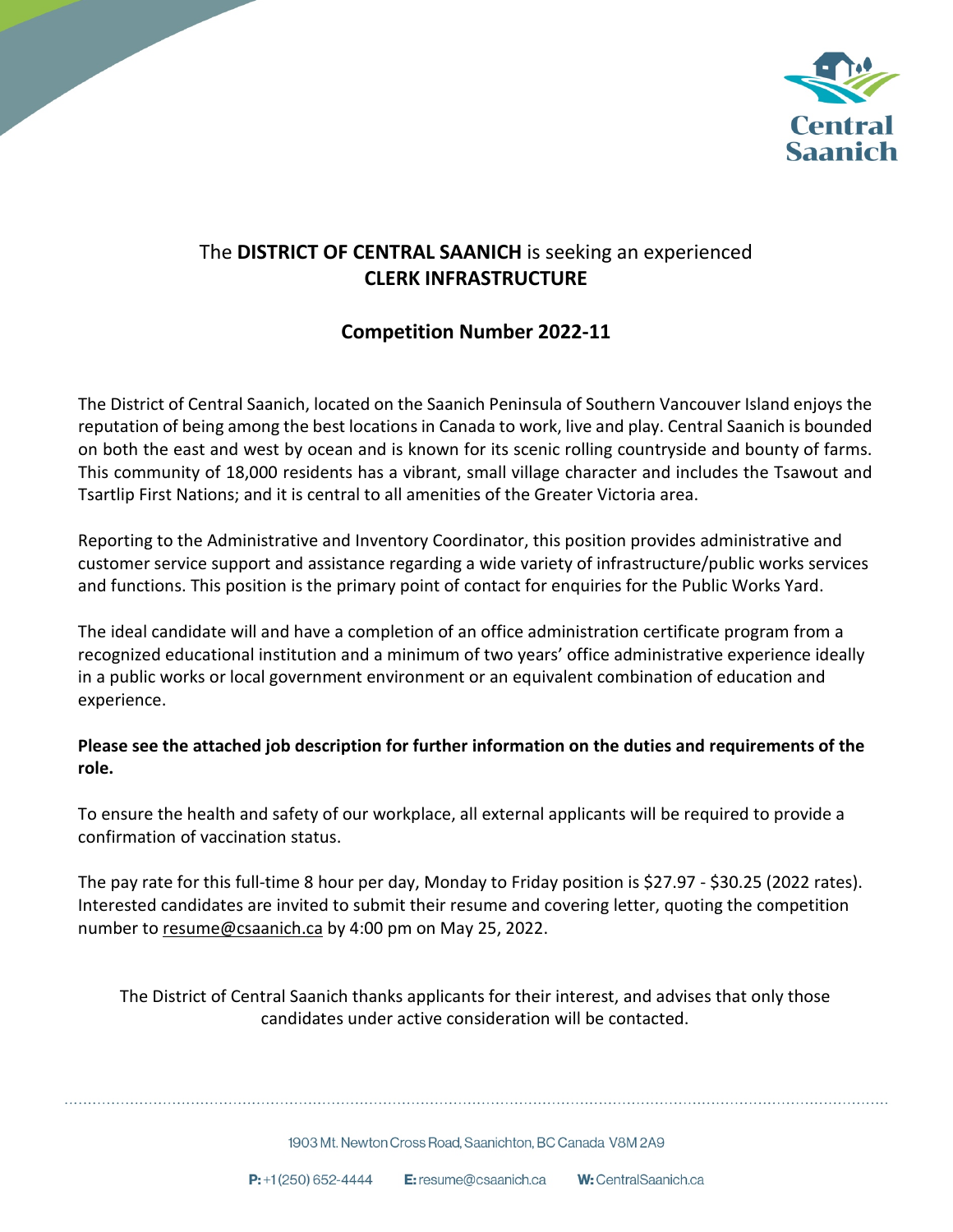The **DISTRICT OF CENTRAL SAANICH** is seeking an experienced **CLERK INFRASTRUCTURE**

## Competition Number 2022-11

The District of Central Saanich, located on the Saanich Peninsula of Southern Vancouver Island enjoys the reputation of being among the best locations in Canada to work, live and play. Central Saanich is bounded on both the east and west by ocean and is known for its scenic rolling countryside and bounty of farms. This community of 18,000 residents has a vibrant, small village character and includes the Tsawout and Tsartlip First Nations; and it is central to all amenities of the Greater Victoria area.

Reporting to the Administrative and Inventory Coordinator, this position provides administrative and customer service support and assistance regarding a wide variety of infrastructure/public works services and functions. This position is the primary point of contact for enquiries for the Public Works Yard.

The ideal candidate will and have a completion of an office administration certificate program from a recognized educational institution and a minimum of two years' office administrative experience ideally in a public works or local government environment or an equivalent combination of education and experience.

**Please see the attached job description for further information on the duties and requirements of the role.**

To ensure the health and safety of our workplace, all external applicants will be required to provide a confirmation of vaccination status.

The pay rate for this full-time 8 hour per day, Monday to Friday position is $27.97 - $30.25 (2022 rates). Interested candidates are invited to submit their resume and covering letter, quoting the competition number to resume@csaanich.ca by 4:00 pm on May 25, 2022.

The District of Central Saanich thanks applicants for their interest, and advises that only those candidates under active consideration will be contacted.

1903 Mt. Newton Cross Road, Saanichton, BC Canada V8M 2A9

**P:** +1 (250) 652-4444 **E:** resume@csaanich.ca **W:** CentralSaanich.ca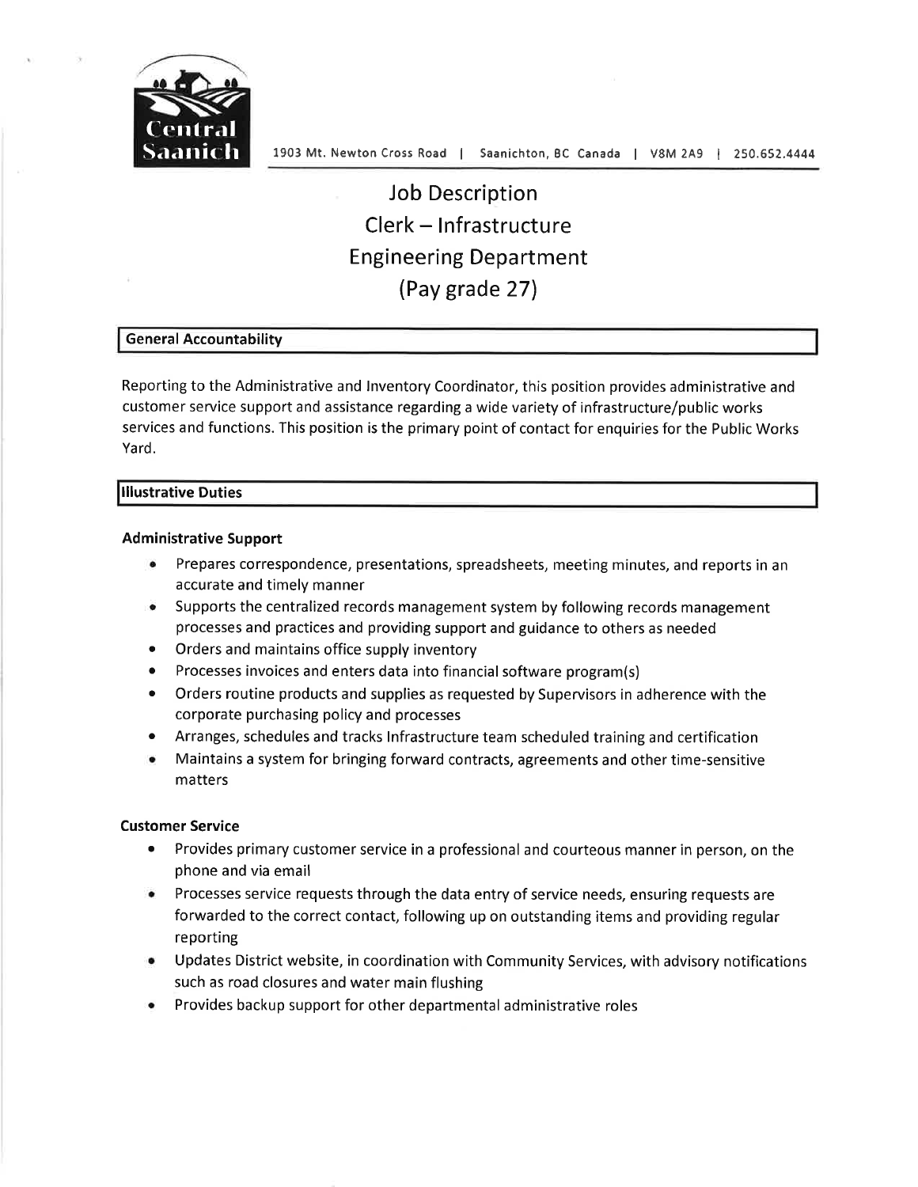Central Saanich

1903 Mt. Newton Cross Road | Saanichton, BC Canada | V8M 2A9 | 250.652.4444

# Job Description
# Clerk – Infrastructure
# Engineering Department
# (Pay grade 27)

## General Accountability

Reporting to the Administrative and Inventory Coordinator, this position provides administrative and customer service support and assistance regarding a wide variety of infrastructure/public works services and functions. This position is the primary point of contact for enquiries for the Public Works Yard.

## Illustrative Duties

### Administrative Support

- Prepares correspondence, presentations, spreadsheets, meeting minutes, and reports in an accurate and timely manner
- Supports the centralized records management system by following records management processes and practices and providing support and guidance to others as needed
- Orders and maintains office supply inventory
- Processes invoices and enters data into financial software program(s)
- Orders routine products and supplies as requested by Supervisors in adherence with the corporate purchasing policy and processes
- Arranges, schedules and tracks Infrastructure team scheduled training and certification
- Maintains a system for bringing forward contracts, agreements and other time-sensitive matters

### Customer Service

- Provides primary customer service in a professional and courteous manner in person, on the phone and via email
- Processes service requests through the data entry of service needs, ensuring requests are forwarded to the correct contact, following up on outstanding items and providing regular reporting
- Updates District website, in coordination with Community Services, with advisory notifications such as road closures and water main flushing
- Provides backup support for other departmental administrative roles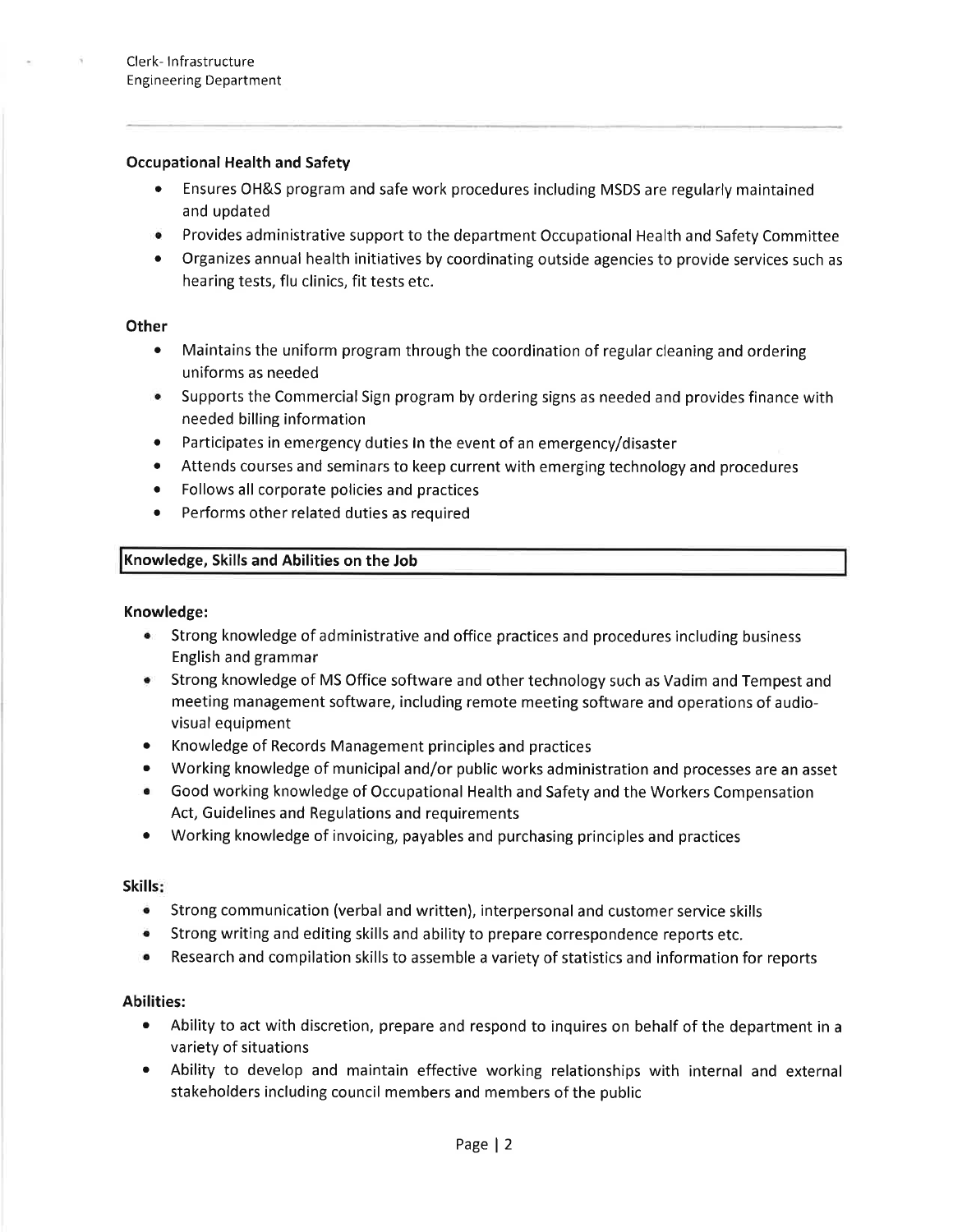### Occupational Health and Safety

- Ensures OH&S program and safe work procedures including MSDS are regularly maintained and updated
- Provides administrative support to the department Occupational Health and Safety Committee
- Organizes annual health initiatives by coordinating outside agencies to provide services such as hearing tests, flu clinics, fit tests etc.

### Other

- Maintains the uniform program through the coordination of regular cleaning and ordering uniforms as needed
- Supports the Commercial Sign program by ordering signs as needed and provides finance with needed billing information
- Participates in emergency duties In the event of an emergency/disaster
- Attends courses and seminars to keep current with emerging technology and procedures
- Follows all corporate policies and practices
- Performs other related duties as required

## Knowledge, Skills and Abilities on the Job

### Knowledge:

- Strong knowledge of administrative and office practices and procedures including business English and grammar
- Strong knowledge of MS Office software and other technology such as Vadim and Tempest and meeting management software, including remote meeting software and operations of audio-visual equipment
- Knowledge of Records Management principles and practices
- Working knowledge of municipal and/or public works administration and processes are an asset
- Good working knowledge of Occupational Health and Safety and the Workers Compensation Act, Guidelines and Regulations and requirements
- Working knowledge of invoicing, payables and purchasing principles and practices

### Skills:

- Strong communication (verbal and written), interpersonal and customer service skills
- Strong writing and editing skills and ability to prepare correspondence reports etc.
- Research and compilation skills to assemble a variety of statistics and information for reports

### Abilities:

- Ability to act with discretion, prepare and respond to inquires on behalf of the department in a variety of situations
- Ability to develop and maintain effective working relationships with internal and external stakeholders including council members and members of the public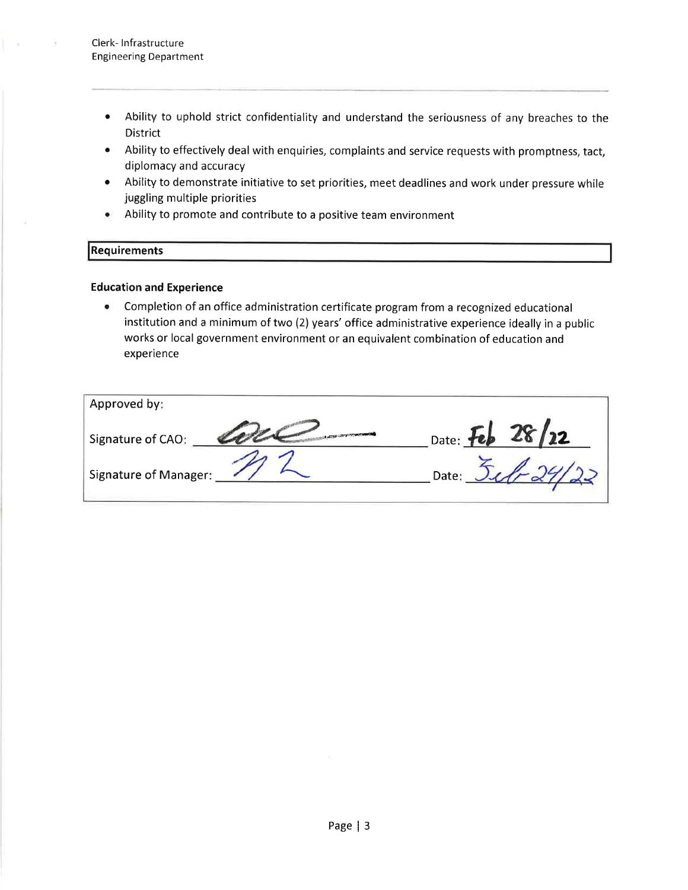- Ability to uphold strict confidentiality and understand the seriousness of any breaches to the District
- Ability to effectively deal with enquiries, complaints and service requests with promptness, tact, diplomacy and accuracy
- Ability to demonstrate initiative to set priorities, meet deadlines and work under pressure while juggling multiple priorities
- Ability to promote and contribute to a positive team environment

## Requirements

### Education and Experience

- Completion of an office administration certificate program from a recognized educational institution and a minimum of two (2) years' office administrative experience ideally in a public works or local government environment or an equivalent combination of education and experience

| | |
|---|---|
| Approved by: | |
| Signature of CAO: | Date: Feb 28/22 |
| Signature of Manager: | Date: Feb 24/22 |